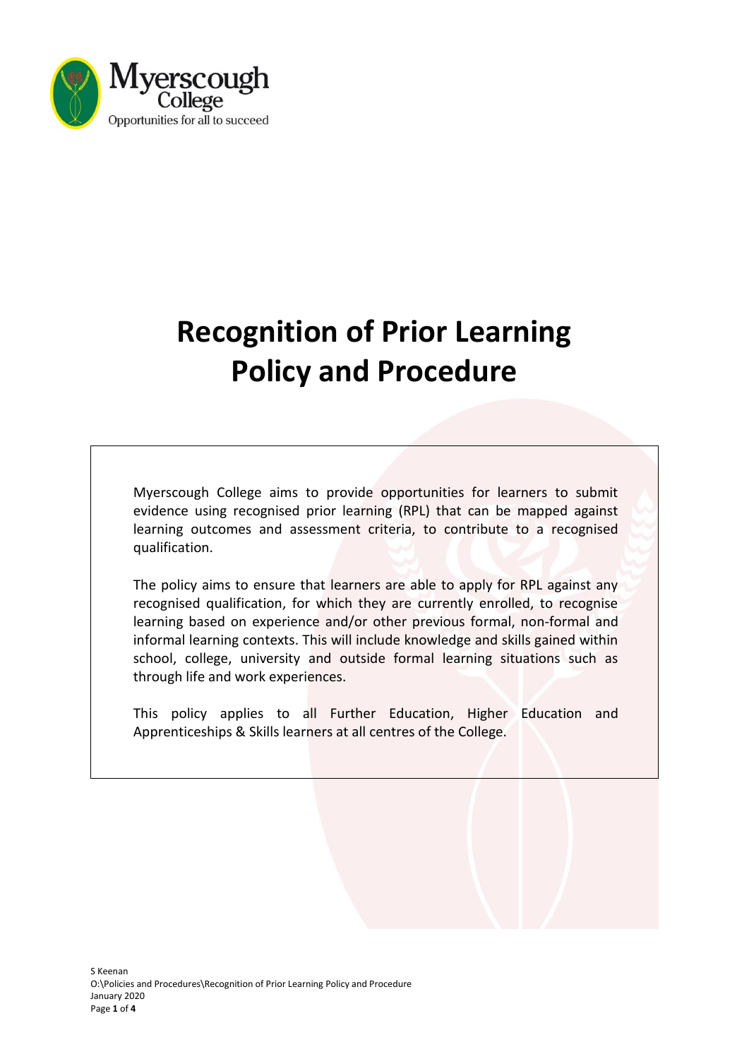# Recognition of Prior Learning Policy and Procedure

Myerscough College aims to provide opportunities for learners to submit evidence using recognised prior learning (RPL) that can be mapped against learning outcomes and assessment criteria, to contribute to a recognised qualification.

The policy aims to ensure that learners are able to apply for RPL against any recognised qualification, for which they are currently enrolled, to recognise learning based on experience and/or other previous formal, non-formal and informal learning contexts. This will include knowledge and skills gained within school, college, university and outside formal learning situations such as through life and work experiences.

This policy applies to all Further Education, Higher Education and Apprenticeships & Skills learners at all centres of the College.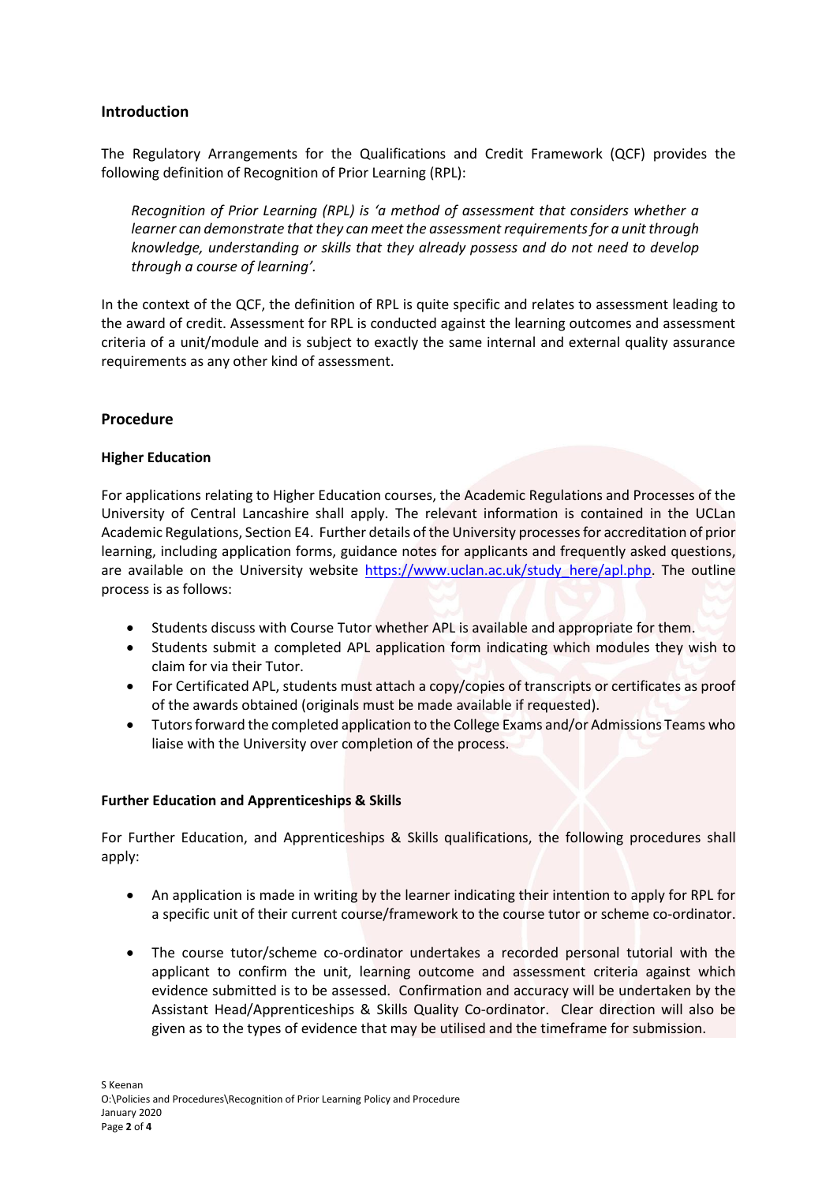## Introduction

The Regulatory Arrangements for the Qualifications and Credit Framework (QCF) provides the following definition of Recognition of Prior Learning (RPL):

> *Recognition of Prior Learning (RPL) is 'a method of assessment that considers whether a learner can demonstrate that they can meet the assessment requirements for a unit through knowledge, understanding or skills that they already possess and do not need to develop through a course of learning'.*

In the context of the QCF, the definition of RPL is quite specific and relates to assessment leading to the award of credit. Assessment for RPL is conducted against the learning outcomes and assessment criteria of a unit/module and is subject to exactly the same internal and external quality assurance requirements as any other kind of assessment.

## Procedure

### Higher Education

For applications relating to Higher Education courses, the Academic Regulations and Processes of the University of Central Lancashire shall apply. The relevant information is contained in the UCLan Academic Regulations, Section E4. Further details of the University processes for accreditation of prior learning, including application forms, guidance notes for applicants and frequently asked questions, are available on the University website [https://www.uclan.ac.uk/study_here/apl.php](https://www.uclan.ac.uk/study_here/apl.php). The outline process is as follows:

- Students discuss with Course Tutor whether APL is available and appropriate for them.
- Students submit a completed APL application form indicating which modules they wish to claim for via their Tutor.
- For Certificated APL, students must attach a copy/copies of transcripts or certificates as proof of the awards obtained (originals must be made available if requested).
- Tutors forward the completed application to the College Exams and/or Admissions Teams who liaise with the University over completion of the process.

### Further Education and Apprenticeships & Skills

For Further Education, and Apprenticeships & Skills qualifications, the following procedures shall apply:

- An application is made in writing by the learner indicating their intention to apply for RPL for a specific unit of their current course/framework to the course tutor or scheme co-ordinator.

- The course tutor/scheme co-ordinator undertakes a recorded personal tutorial with the applicant to confirm the unit, learning outcome and assessment criteria against which evidence submitted is to be assessed. Confirmation and accuracy will be undertaken by the Assistant Head/Apprenticeships & Skills Quality Co-ordinator. Clear direction will also be given as to the types of evidence that may be utilised and the timeframe for submission.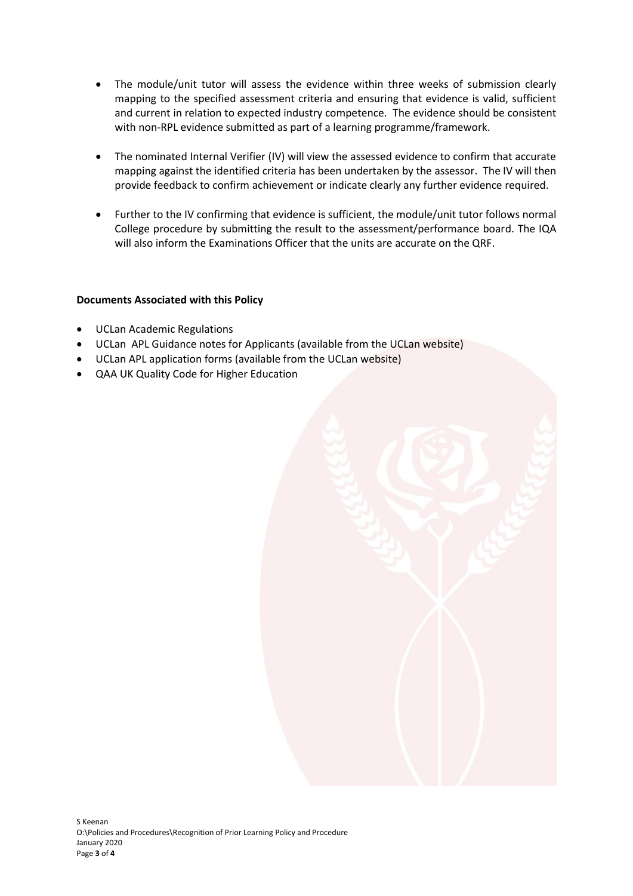- The module/unit tutor will assess the evidence within three weeks of submission clearly mapping to the specified assessment criteria and ensuring that evidence is valid, sufficient and current in relation to expected industry competence. The evidence should be consistent with non-RPL evidence submitted as part of a learning programme/framework.

- The nominated Internal Verifier (IV) will view the assessed evidence to confirm that accurate mapping against the identified criteria has been undertaken by the assessor. The IV will then provide feedback to confirm achievement or indicate clearly any further evidence required.

- Further to the IV confirming that evidence is sufficient, the module/unit tutor follows normal College procedure by submitting the result to the assessment/performance board. The IQA will also inform the Examinations Officer that the units are accurate on the QRF.

**Documents Associated with this Policy**

- UCLan Academic Regulations
- UCLan APL Guidance notes for Applicants (available from the UCLan website)
- UCLan APL application forms (available from the UCLan website)
- QAA UK Quality Code for Higher Education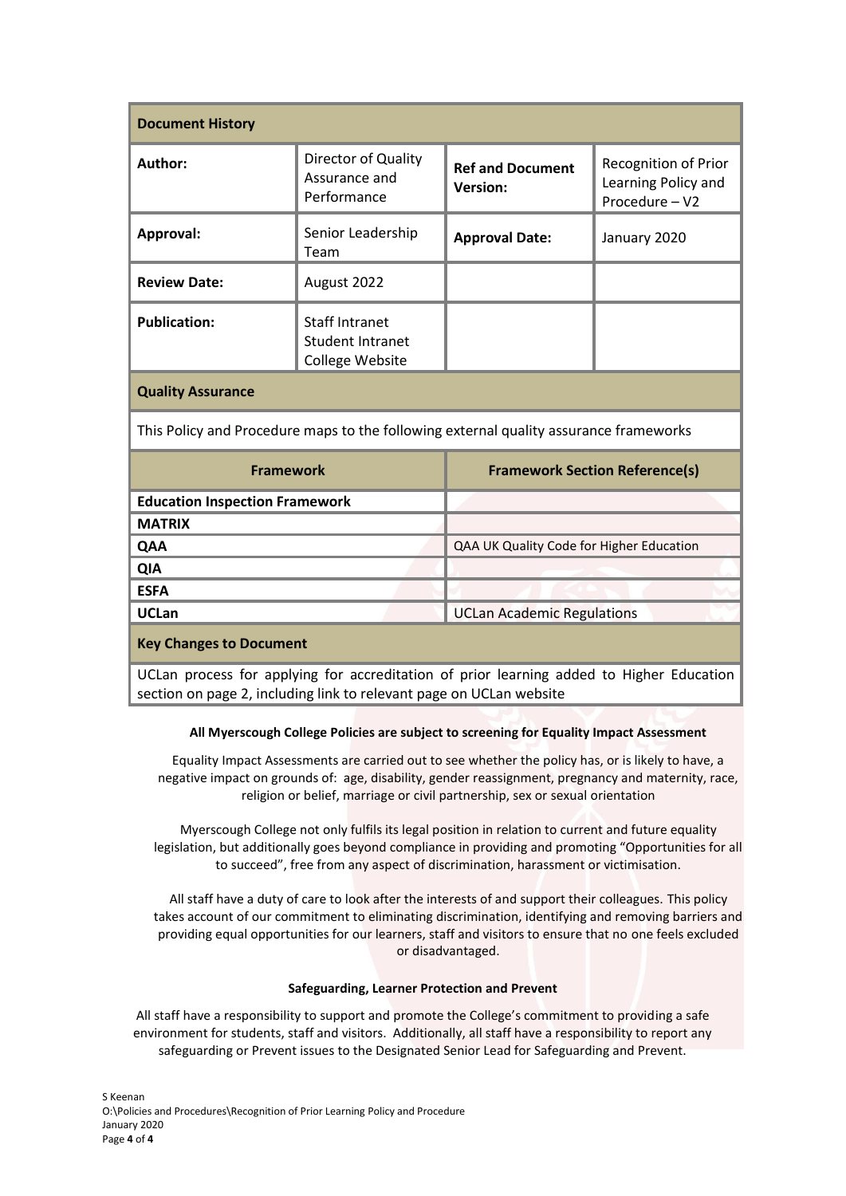| Document History | | | |
|---|---|---|---|
| **Author:** | Director of Quality Assurance and Performance | **Ref and Document Version:** | Recognition of Prior Learning Policy and Procedure – V2 |
| **Approval:** | Senior Leadership Team | **Approval Date:** | January 2020 |
| **Review Date:** | August 2022 | | |
| **Publication:** | Staff Intranet<br>Student Intranet<br>College Website | | |

**Quality Assurance**

This Policy and Procedure maps to the following external quality assurance frameworks

| Framework | Framework Section Reference(s) |
|---|---|
| **Education Inspection Framework** | |
| **MATRIX** | |
| **QAA** | QAA UK Quality Code for Higher Education |
| **QIA** | |
| **ESFA** | |
| **UCLan** | UCLan Academic Regulations |

**Key Changes to Document**

UCLan process for applying for accreditation of prior learning added to Higher Education section on page 2, including link to relevant page on UCLan website

**All Myerscough College Policies are subject to screening for Equality Impact Assessment**

Equality Impact Assessments are carried out to see whether the policy has, or is likely to have, a negative impact on grounds of: age, disability, gender reassignment, pregnancy and maternity, race, religion or belief, marriage or civil partnership, sex or sexual orientation

Myerscough College not only fulfils its legal position in relation to current and future equality legislation, but additionally goes beyond compliance in providing and promoting "Opportunities for all to succeed", free from any aspect of discrimination, harassment or victimisation.

All staff have a duty of care to look after the interests of and support their colleagues. This policy takes account of our commitment to eliminating discrimination, identifying and removing barriers and providing equal opportunities for our learners, staff and visitors to ensure that no one feels excluded or disadvantaged.

**Safeguarding, Learner Protection and Prevent**

All staff have a responsibility to support and promote the College's commitment to providing a safe environment for students, staff and visitors. Additionally, all staff have a responsibility to report any safeguarding or Prevent issues to the Designated Senior Lead for Safeguarding and Prevent.